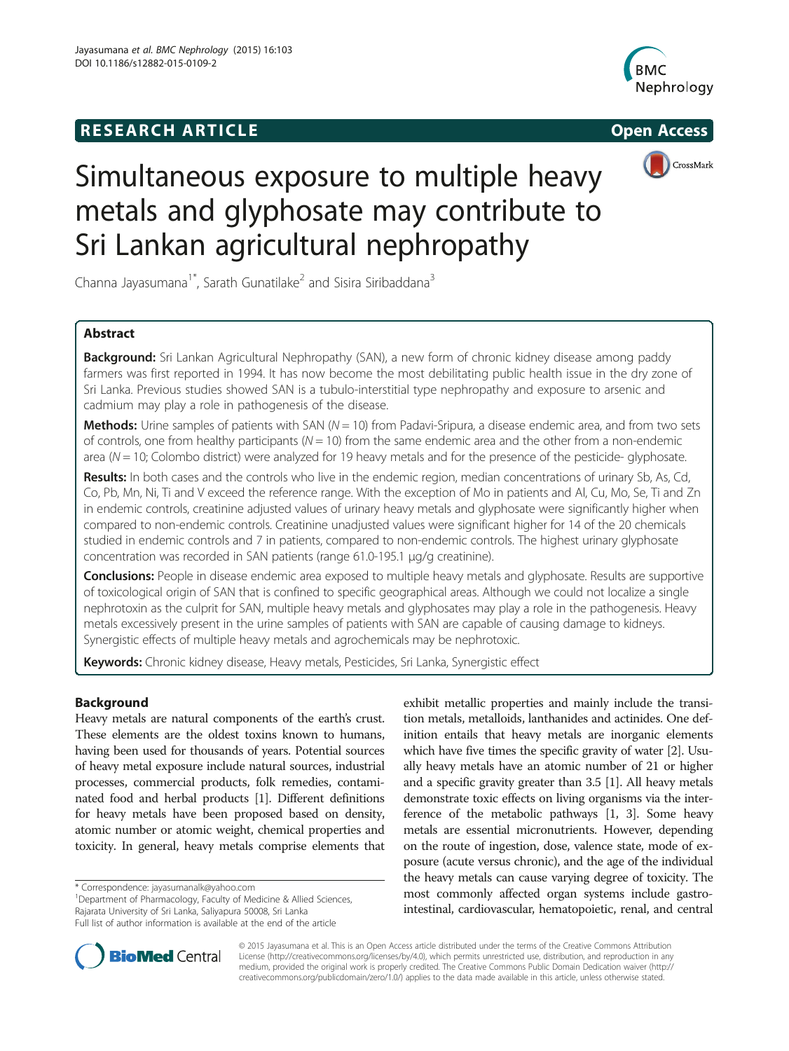**RESEARCH ARTICLE** **Open Access**

# Simultaneous exposure to multiple heavy metals and glyphosate may contribute to Sri Lankan agricultural nephropathy

Channa Jayasumana[1*], Sarath Gunatilake[2] and Sisira Siribaddana[3]

## Abstract

**Background:** Sri Lankan Agricultural Nephropathy (SAN), a new form of chronic kidney disease among paddy farmers was first reported in 1994. It has now become the most debilitating public health issue in the dry zone of Sri Lanka. Previous studies showed SAN is a tubulo-interstitial type nephropathy and exposure to arsenic and cadmium may play a role in pathogenesis of the disease.

**Methods:** Urine samples of patients with SAN ($N = 10$) from Padavi-Sripura, a disease endemic area, and from two sets of controls, one from healthy participants ($N = 10$) from the same endemic area and the other from a non-endemic area ($N = 10$; Colombo district) were analyzed for 19 heavy metals and for the presence of the pesticide- glyphosate.

**Results:** In both cases and the controls who live in the endemic region, median concentrations of urinary Sb, As, Cd, Co, Pb, Mn, Ni, Ti and V exceed the reference range. With the exception of Mo in patients and Al, Cu, Mo, Se, Ti and Zn in endemic controls, creatinine adjusted values of urinary heavy metals and glyphosate were significantly higher when compared to non-endemic controls. Creatinine unadjusted values were significant higher for 14 of the 20 chemicals studied in endemic controls and 7 in patients, compared to non-endemic controls. The highest urinary glyphosate concentration was recorded in SAN patients (range 61.0-195.1 μg/g creatinine).

**Conclusions:** People in disease endemic area exposed to multiple heavy metals and glyphosate. Results are supportive of toxicological origin of SAN that is confined to specific geographical areas. Although we could not localize a single nephrotoxin as the culprit for SAN, multiple heavy metals and glyphosates may play a role in the pathogenesis. Heavy metals excessively present in the urine samples of patients with SAN are capable of causing damage to kidneys. Synergistic effects of multiple heavy metals and agrochemicals may be nephrotoxic.

**Keywords:** Chronic kidney disease, Heavy metals, Pesticides, Sri Lanka, Synergistic effect

## Background

Heavy metals are natural components of the earth's crust. These elements are the oldest toxins known to humans, having been used for thousands of years. Potential sources of heavy metal exposure include natural sources, industrial processes, commercial products, folk remedies, contaminated food and herbal products [1]. Different definitions for heavy metals have been proposed based on density, atomic number or atomic weight, chemical properties and toxicity. In general, heavy metals comprise elements that exhibit metallic properties and mainly include the transition metals, metalloids, lanthanides and actinides. One definition entails that heavy metals are inorganic elements which have five times the specific gravity of water [2]. Usually heavy metals have an atomic number of 21 or higher and a specific gravity greater than 3.5 [1]. All heavy metals demonstrate toxic effects on living organisms via the interference of the metabolic pathways [1, 3]. Some heavy metals are essential micronutrients. However, depending on the route of ingestion, dose, valence state, mode of exposure (acute versus chronic), and the age of the individual the heavy metals can cause varying degree of toxicity. The most commonly affected organ systems include gastrointestinal, cardiovascular, hematopoietic, renal, and central

\* Correspondence: jayasumanalk@yahoo.com
[1]Department of Pharmacology, Faculty of Medicine & Allied Sciences, Rajarata University of Sri Lanka, Saliyapura 50008, Sri Lanka
Full list of author information is available at the end of the article

© 2015 Jayasumana et al. This is an Open Access article distributed under the terms of the Creative Commons Attribution License (http://creativecommons.org/licenses/by/4.0), which permits unrestricted use, distribution, and reproduction in any medium, provided the original work is properly credited. The Creative Commons Public Domain Dedication waiver (http://creativecommons.org/publicdomain/zero/1.0/) applies to the data made available in this article, unless otherwise stated.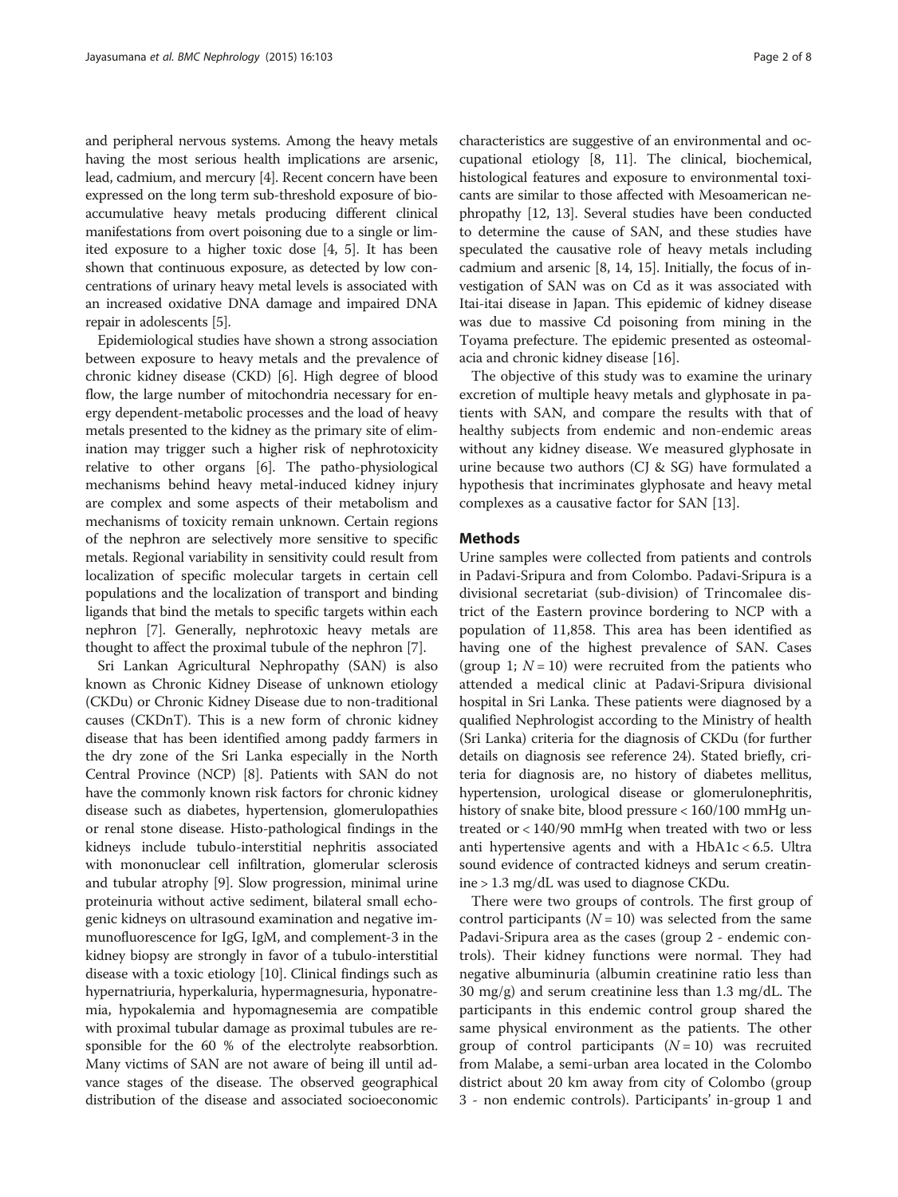and peripheral nervous systems. Among the heavy metals having the most serious health implications are arsenic, lead, cadmium, and mercury [4]. Recent concern have been expressed on the long term sub-threshold exposure of bio-accumulative heavy metals producing different clinical manifestations from overt poisoning due to a single or limited exposure to a higher toxic dose [4, 5]. It has been shown that continuous exposure, as detected by low concentrations of urinary heavy metal levels is associated with an increased oxidative DNA damage and impaired DNA repair in adolescents [5].

Epidemiological studies have shown a strong association between exposure to heavy metals and the prevalence of chronic kidney disease (CKD) [6]. High degree of blood flow, the large number of mitochondria necessary for energy dependent-metabolic processes and the load of heavy metals presented to the kidney as the primary site of elimination may trigger such a higher risk of nephrotoxicity relative to other organs [6]. The patho-physiological mechanisms behind heavy metal-induced kidney injury are complex and some aspects of their metabolism and mechanisms of toxicity remain unknown. Certain regions of the nephron are selectively more sensitive to specific metals. Regional variability in sensitivity could result from localization of specific molecular targets in certain cell populations and the localization of transport and binding ligands that bind the metals to specific targets within each nephron [7]. Generally, nephrotoxic heavy metals are thought to affect the proximal tubule of the nephron [7].

Sri Lankan Agricultural Nephropathy (SAN) is also known as Chronic Kidney Disease of unknown etiology (CKDu) or Chronic Kidney Disease due to non-traditional causes (CKDnT). This is a new form of chronic kidney disease that has been identified among paddy farmers in the dry zone of the Sri Lanka especially in the North Central Province (NCP) [8]. Patients with SAN do not have the commonly known risk factors for chronic kidney disease such as diabetes, hypertension, glomerulopathies or renal stone disease. Histo-pathological findings in the kidneys include tubulo-interstitial nephritis associated with mononuclear cell infiltration, glomerular sclerosis and tubular atrophy [9]. Slow progression, minimal urine proteinuria without active sediment, bilateral small echogenic kidneys on ultrasound examination and negative immunofluorescence for IgG, IgM, and complement-3 in the kidney biopsy are strongly in favor of a tubulo-interstitial disease with a toxic etiology [10]. Clinical findings such as hypernatriuria, hyperkaluria, hypermagnesuria, hyponatremia, hypokalemia and hypomagnesemia are compatible with proximal tubular damage as proximal tubules are responsible for the 60 % of the electrolyte reabsorbtion. Many victims of SAN are not aware of being ill until advance stages of the disease. The observed geographical distribution of the disease and associated socioeconomic characteristics are suggestive of an environmental and occupational etiology [8, 11]. The clinical, biochemical, histological features and exposure to environmental toxicants are similar to those affected with Mesoamerican nephropathy [12, 13]. Several studies have been conducted to determine the cause of SAN, and these studies have speculated the causative role of heavy metals including cadmium and arsenic [8, 14, 15]. Initially, the focus of investigation of SAN was on Cd as it was associated with Itai-itai disease in Japan. This epidemic of kidney disease was due to massive Cd poisoning from mining in the Toyama prefecture. The epidemic presented as osteomalacia and chronic kidney disease [16].

The objective of this study was to examine the urinary excretion of multiple heavy metals and glyphosate in patients with SAN, and compare the results with that of healthy subjects from endemic and non-endemic areas without any kidney disease. We measured glyphosate in urine because two authors (CJ & SG) have formulated a hypothesis that incriminates glyphosate and heavy metal complexes as a causative factor for SAN [13].

## Methods

Urine samples were collected from patients and controls in Padavi-Sripura and from Colombo. Padavi-Sripura is a divisional secretariat (sub-division) of Trincomalee district of the Eastern province bordering to NCP with a population of 11,858. This area has been identified as having one of the highest prevalence of SAN. Cases (group 1; $N = 10$) were recruited from the patients who attended a medical clinic at Padavi-Sripura divisional hospital in Sri Lanka. These patients were diagnosed by a qualified Nephrologist according to the Ministry of health (Sri Lanka) criteria for the diagnosis of CKDu (for further details on diagnosis see reference 24). Stated briefly, criteria for diagnosis are, no history of diabetes mellitus, hypertension, urological disease or glomerulonephritis, history of snake bite, blood pressure < 160/100 mmHg untreated or < 140/90 mmHg when treated with two or less anti hypertensive agents and with a HbA1c < 6.5. Ultra sound evidence of contracted kidneys and serum creatinine > 1.3 mg/dL was used to diagnose CKDu.

There were two groups of controls. The first group of control participants ($N = 10$) was selected from the same Padavi-Sripura area as the cases (group 2 - endemic controls). Their kidney functions were normal. They had negative albuminuria (albumin creatinine ratio less than 30 mg/g) and serum creatinine less than 1.3 mg/dL. The participants in this endemic control group shared the same physical environment as the patients. The other group of control participants ($N = 10$) was recruited from Malabe, a semi-urban area located in the Colombo district about 20 km away from city of Colombo (group 3 - non endemic controls). Participants' in-group 1 and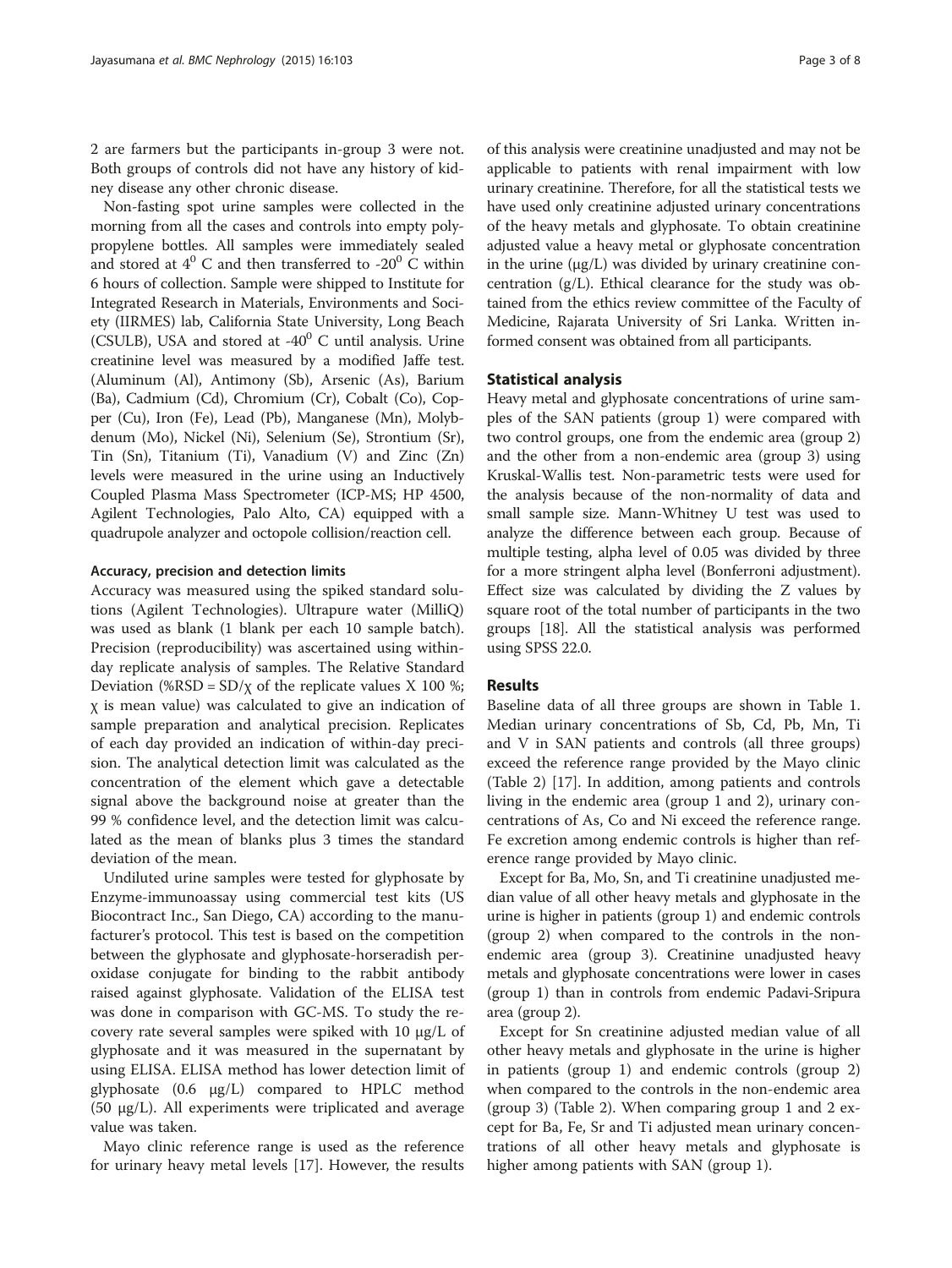2 are farmers but the participants in-group 3 were not. Both groups of controls did not have any history of kidney disease any other chronic disease.

Non-fasting spot urine samples were collected in the morning from all the cases and controls into empty polypropylene bottles. All samples were immediately sealed and stored at $4^0$ C and then transferred to $-20^0$ C within 6 hours of collection. Sample were shipped to Institute for Integrated Research in Materials, Environments and Society (IIRMES) lab, California State University, Long Beach (CSULB), USA and stored at $-40^0$ C until analysis. Urine creatinine level was measured by a modified Jaffe test. (Aluminum (Al), Antimony (Sb), Arsenic (As), Barium (Ba), Cadmium (Cd), Chromium (Cr), Cobalt (Co), Copper (Cu), Iron (Fe), Lead (Pb), Manganese (Mn), Molybdenum (Mo), Nickel (Ni), Selenium (Se), Strontium (Sr), Tin (Sn), Titanium (Ti), Vanadium (V) and Zinc (Zn) levels were measured in the urine using an Inductively Coupled Plasma Mass Spectrometer (ICP-MS; HP 4500, Agilent Technologies, Palo Alto, CA) equipped with a quadrupole analyzer and octopole collision/reaction cell.

#### Accuracy, precision and detection limits

Accuracy was measured using the spiked standard solutions (Agilent Technologies). Ultrapure water (MilliQ) was used as blank (1 blank per each 10 sample batch). Precision (reproducibility) was ascertained using within-day replicate analysis of samples. The Relative Standard Deviation (%RSD = SD/χ of the replicate values X 100 %; χ is mean value) was calculated to give an indication of sample preparation and analytical precision. Replicates of each day provided an indication of within-day precision. The analytical detection limit was calculated as the concentration of the element which gave a detectable signal above the background noise at greater than the 99 % confidence level, and the detection limit was calculated as the mean of blanks plus 3 times the standard deviation of the mean.

Undiluted urine samples were tested for glyphosate by Enzyme-immunoassay using commercial test kits (US Biocontract Inc., San Diego, CA) according to the manufacturer's protocol. This test is based on the competition between the glyphosate and glyphosate-horseradish peroxidase conjugate for binding to the rabbit antibody raised against glyphosate. Validation of the ELISA test was done in comparison with GC-MS. To study the recovery rate several samples were spiked with 10 μg/L of glyphosate and it was measured in the supernatant by using ELISA. ELISA method has lower detection limit of glyphosate (0.6 μg/L) compared to HPLC method (50 μg/L). All experiments were triplicated and average value was taken.

Mayo clinic reference range is used as the reference for urinary heavy metal levels [17]. However, the results of this analysis were creatinine unadjusted and may not be applicable to patients with renal impairment with low urinary creatinine. Therefore, for all the statistical tests we have used only creatinine adjusted urinary concentrations of the heavy metals and glyphosate. To obtain creatinine adjusted value a heavy metal or glyphosate concentration in the urine (μg/L) was divided by urinary creatinine concentration (g/L). Ethical clearance for the study was obtained from the ethics review committee of the Faculty of Medicine, Rajarata University of Sri Lanka. Written informed consent was obtained from all participants.

### Statistical analysis

Heavy metal and glyphosate concentrations of urine samples of the SAN patients (group 1) were compared with two control groups, one from the endemic area (group 2) and the other from a non-endemic area (group 3) using Kruskal-Wallis test. Non-parametric tests were used for the analysis because of the non-normality of data and small sample size. Mann-Whitney U test was used to analyze the difference between each group. Because of multiple testing, alpha level of 0.05 was divided by three for a more stringent alpha level (Bonferroni adjustment). Effect size was calculated by dividing the Z values by square root of the total number of participants in the two groups [18]. All the statistical analysis was performed using SPSS 22.0.

### Results

Baseline data of all three groups are shown in Table 1. Median urinary concentrations of Sb, Cd, Pb, Mn, Ti and V in SAN patients and controls (all three groups) exceed the reference range provided by the Mayo clinic (Table 2) [17]. In addition, among patients and controls living in the endemic area (group 1 and 2), urinary concentrations of As, Co and Ni exceed the reference range. Fe excretion among endemic controls is higher than reference range provided by Mayo clinic.

Except for Ba, Mo, Sn, and Ti creatinine unadjusted median value of all other heavy metals and glyphosate in the urine is higher in patients (group 1) and endemic controls (group 2) when compared to the controls in the non-endemic area (group 3). Creatinine unadjusted heavy metals and glyphosate concentrations were lower in cases (group 1) than in controls from endemic Padavi-Sripura area (group 2).

Except for Sn creatinine adjusted median value of all other heavy metals and glyphosate in the urine is higher in patients (group 1) and endemic controls (group 2) when compared to the controls in the non-endemic area (group 3) (Table 2). When comparing group 1 and 2 except for Ba, Fe, Sr and Ti adjusted mean urinary concentrations of all other heavy metals and glyphosate is higher among patients with SAN (group 1).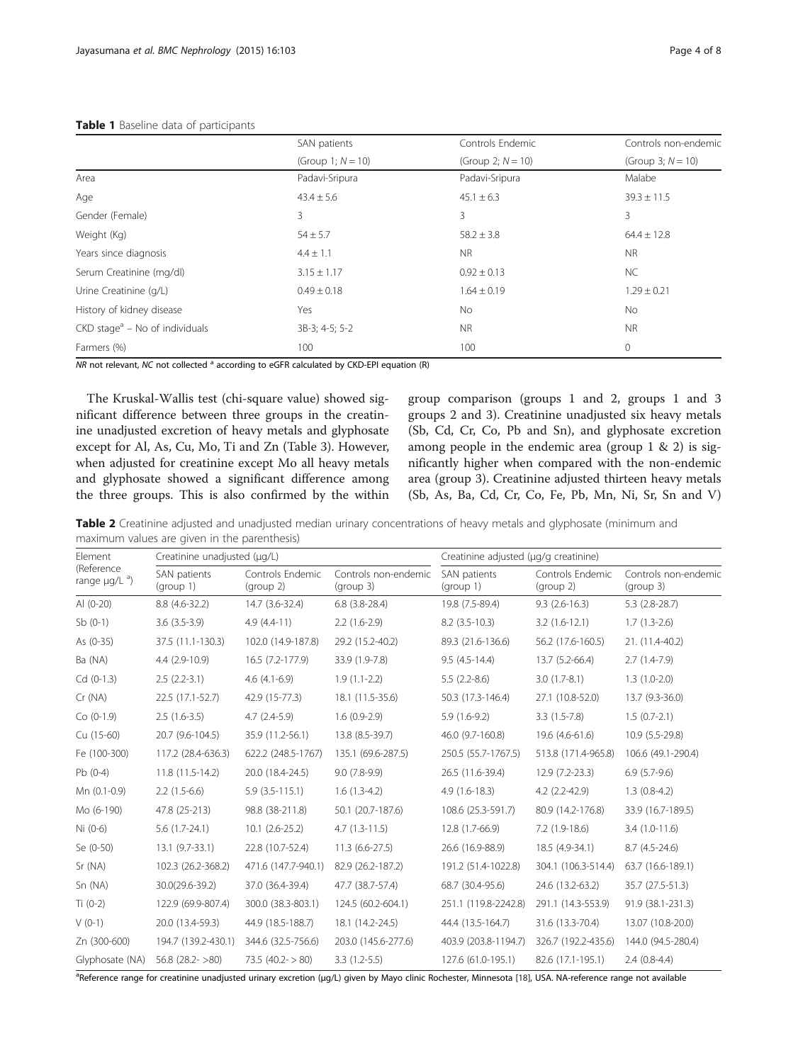**Table 1** Baseline data of participants

| | SAN patients (Group 1; $N = 10$) | Controls Endemic (Group 2; $N = 10$) | Controls non-endemic (Group 3; $N = 10$) |
|---|---|---|---|
| Area | Padavi-Sripura | Padavi-Sripura | Malabe |
| Age | 43.4 ± 5.6 | 45.1 ± 6.3 | 39.3 ± 11.5 |
| Gender (Female) | 3 | 3 | 3 |
| Weight (Kg) | 54 ± 5.7 | 58.2 ± 3.8 | 64.4 ± 12.8 |
| Years since diagnosis | 4.4 ± 1.1 | NR | NR |
| Serum Creatinine (mg/dl) | 3.15 ± 1.17 | 0.92 ± 0.13 | NC |
| Urine Creatinine (g/L) | 0.49 ± 0.18 | 1.64 ± 0.19 | 1.29 ± 0.21 |
| History of kidney disease | Yes | No | No |
| CKD stage[a] – No of individuals | 3B-3; 4-5; 5-2 | NR | NR |
| Farmers (%) | 100 | 100 | 0 |

*NR* not relevant, *NC* not collected [a] according to eGFR calculated by CKD-EPI equation (R)

The Kruskal-Wallis test (chi-square value) showed significant difference between three groups in the creatinine unadjusted excretion of heavy metals and glyphosate except for Al, As, Cu, Mo, Ti and Zn (Table 3). However, when adjusted for creatinine except Mo all heavy metals and glyphosate showed a significant difference among the three groups. This is also confirmed by the within group comparison (groups 1 and 2, groups 1 and 3 groups 2 and 3). Creatinine unadjusted six heavy metals (Sb, Cd, Cr, Co, Pb and Sn), and glyphosate excretion among people in the endemic area (group 1 & 2) is significantly higher when compared with the non-endemic area (group 3). Creatinine adjusted thirteen heavy metals (Sb, As, Ba, Cd, Cr, Co, Fe, Pb, Mn, Ni, Sr, Sn and V)

**Table 2** Creatinine adjusted and unadjusted median urinary concentrations of heavy metals and glyphosate (minimum and maximum values are given in the parenthesis)

| Element (Reference range µg/L [a]) | Creatinine unadjusted (µg/L) | | | Creatinine adjusted (µg/g creatinine) | | |
|---|---|---|---|---|---|---|
| | SAN patients (group 1) | Controls Endemic (group 2) | Controls non-endemic (group 3) | SAN patients (group 1) | Controls Endemic (group 2) | Controls non-endemic (group 3) |
| Al (0-20) | 8.8 (4.6-32.2) | 14.7 (3.6-32.4) | 6.8 (3.8-28.4) | 19.8 (7.5-89.4) | 9.3 (2.6-16.3) | 5.3 (2.8-28.7) |
| Sb (0-1) | 3.6 (3.5-3.9) | 4.9 (4.4-11) | 2.2 (1.6-2.9) | 8.2 (3.5-10.3) | 3.2 (1.6-12.1) | 1.7 (1.3-2.6) |
| As (0-35) | 37.5 (11.1-130.3) | 102.0 (14.9-187.8) | 29.2 (15.2-40.2) | 89.3 (21.6-136.6) | 56.2 (17.6-160.5) | 21. (11.4-40.2) |
| Ba (NA) | 4.4 (2.9-10.9) | 16.5 (7.2-177.9) | 33.9 (1.9-7.8) | 9.5 (4.5-14.4) | 13.7 (5.2-66.4) | 2.7 (1.4-7.9) |
| Cd (0-1.3) | 2.5 (2.2-3.1) | 4.6 (4.1-6.9) | 1.9 (1.1-2.2) | 5.5 (2.2-8.6) | 3.0 (1.7-8.1) | 1.3 (1.0-2.0) |
| Cr (NA) | 22.5 (17.1-52.7) | 42.9 (15-77.3) | 18.1 (11.5-35.6) | 50.3 (17.3-146.4) | 27.1 (10.8-52.0) | 13.7 (9.3-36.0) |
| Co (0-1.9) | 2.5 (1.6-3.5) | 4.7 (2.4-5.9) | 1.6 (0.9-2.9) | 5.9 (1.6-9.2) | 3.3 (1.5-7.8) | 1.5 (0.7-2.1) |
| Cu (15-60) | 20.7 (9.6-104.5) | 35.9 (11.2-56.1) | 13.8 (8.5-39.7) | 46.0 (9.7-160.8) | 19.6 (4.6-61.6) | 10.9 (5.5-29.8) |
| Fe (100-300) | 117.2 (28.4-636.3) | 622.2 (248.5-1767) | 135.1 (69.6-287.5) | 250.5 (55.7-1767.5) | 513.8 (171.4-965.8) | 106.6 (49.1-290.4) |
| Pb (0-4) | 11.8 (11.5-14.2) | 20.0 (18.4-24.5) | 9.0 (7.8-9.9) | 26.5 (11.6-39.4) | 12.9 (7.2-23.3) | 6.9 (5.7-9.6) |
| Mn (0.1-0.9) | 2.2 (1.5-6.6) | 5.9 (3.5-115.1) | 1.6 (1.3-4.2) | 4.9 (1.6-18.3) | 4.2 (2.2-42.9) | 1.3 (0.8-4.2) |
| Mo (6-190) | 47.8 (25-213) | 98.8 (38-211.8) | 50.1 (20.7-187.6) | 108.6 (25.3-591.7) | 80.9 (14.2-176.8) | 33.9 (16.7-189.5) |
| Ni (0-6) | 5.6 (1.7-24.1) | 10.1 (2.6-25.2) | 4.7 (1.3-11.5) | 12.8 (1.7-66.9) | 7.2 (1.9-18.6) | 3.4 (1.0-11.6) |
| Se (0-50) | 13.1 (9.7-33.1) | 22.8 (10.7-52.4) | 11.3 (6.6-27.5) | 26.6 (16.9-88.9) | 18.5 (4.9-34.1) | 8.7 (4.5-24.6) |
| Sr (NA) | 102.3 (26.2-368.2) | 471.6 (147.7-940.1) | 82.9 (26.2-187.2) | 191.2 (51.4-1022.8) | 304.1 (106.3-514.4) | 63.7 (16.6-189.1) |
| Sn (NA) | 30.0(29.6-39.2) | 37.0 (36.4-39.4) | 47.7 (38.7-57.4) | 68.7 (30.4-95.6) | 24.6 (13.2-63.2) | 35.7 (27.5-51.3) |
| Ti (0-2) | 122.9 (69.9-807.4) | 300.0 (38.3-803.1) | 124.5 (60.2-604.1) | 251.1 (119.8-2242.8) | 291.1 (14.3-553.9) | 91.9 (38.1-231.3) |
| V (0-1) | 20.0 (13.4-59.3) | 44.9 (18.5-188.7) | 18.1 (14.2-24.5) | 44.4 (13.5-164.7) | 31.6 (13.3-70.4) | 13.07 (10.8-20.0) |
| Zn (300-600) | 194.7 (139.2-430.1) | 344.6 (32.5-756.6) | 203.0 (145.6-277.6) | 403.9 (203.8-1194.7) | 326.7 (192.2-435.6) | 144.0 (94.5-280.4) |
| Glyphosate (NA) | 56.8 (28.2- >80) | 73.5 (40.2- > 80) | 3.3 (1.2-5.5) | 127.6 (61.0-195.1) | 82.6 (17.1-195.1) | 2.4 (0.8-4.4) |

[a]Reference range for creatinine unadjusted urinary excretion (µg/L) given by Mayo clinic Rochester, Minnesota [18], USA. NA-reference range not available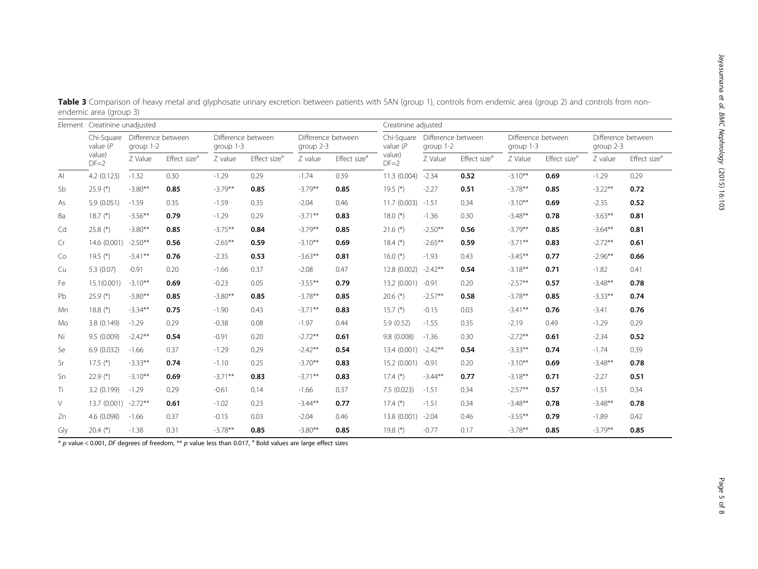**Table 3** Comparison of heavy metal and glyphosate urinary excretion between patients with SAN (group 1), controls from endemic area (group 2) and controls from non-endemic area (group 3)

| Element | Creatinine unadjusted | | | | | | | Creatinine adjusted | | | | | | |
|---|---|---|---|---|---|---|---|---|---|---|---|---|---|---|
| | Chi-Square value (P value) DF=2 | Difference between group 1-2 | | Difference between group 1-3 | | Difference between group 2-3 | | Chi-Square value (P value) DF=2 | Difference between group 1-2 | | Difference between group 1-3 | | Difference between group 2-3 | |
| | | Z Value | Effect size[a] | Z value | Effect size[a] | Z value | Effect size[a] | | Z Value | Effect size[a] | Z value | Effect size[a] | Z value | Effect size[a] |
| Al | 4.2 (0.123) | -1.32 | 0.30 | -1.29 | 0.29 | -1.74 | 0.39 | 11.3 (0.004) | -2.34 | **0.52** | -3.10** | **0.69** | -1.29 | 0.29 |
| Sb | 25.9 (*) | -3.80** | **0.85** | -3.79** | **0.85** | -3.79** | **0.85** | 19.5 (*) | -2.27 | **0.51** | -3.78** | **0.85** | -3.22** | **0.72** |
| As | 5.9 (0.051) | -1.59 | 0.35 | -1.59 | 0.35 | -2.04 | 0.46 | 11.7 (0.003) | -1.51 | 0.34 | -3.10** | **0.69** | -2.35 | **0.52** |
| Ba | 18.7 (*) | -3.56** | **0.79** | -1.29 | 0.29 | -3.71** | **0.83** | 18.0 (*) | -1.36 | 0.30 | -3.48** | **0.78** | -3.63** | **0.81** |
| Cd | 25.8 (*) | -3.80** | **0.85** | -3.75** | **0.84** | -3.79** | **0.85** | 21.6 (*) | -2.50** | **0.56** | -3.79** | **0.85** | -3.64** | **0.81** |
| Cr | 14.6 (0.001) | -2.50** | **0.56** | -2.65** | **0.59** | -3.10** | **0.69** | 18.4 (*) | -2.65** | **0.59** | -3.71** | **0.83** | -2.72** | **0.61** |
| Co | 19.5 (*) | -3.41** | **0.76** | -2.35 | **0.53** | -3.63** | **0.81** | 16.0 (*) | -1.93 | 0.43 | -3.45** | **0.77** | -2.96** | **0.66** |
| Cu | 5.3 (0.07) | -0.91 | 0.20 | -1.66 | 0.37 | -2.08 | 0.47 | 12.8 (0.002) | -2.42** | **0.54** | -3.18** | **0.71** | -1.82 | 0.41 |
| Fe | 15.1(0.001) | -3.10** | **0.69** | -0.23 | 0.05 | -3.55** | **0.79** | 13.2 (0.001) | -0.91 | 0.20 | -2.57** | **0.57** | -3.48** | **0.78** |
| Pb | 25.9 (*) | -3.80** | **0.85** | -3.80** | **0.85** | -3.78** | **0.85** | 20.6 (*) | -2.57** | **0.58** | -3.78** | **0.85** | -3.33** | **0.74** |
| Mn | 18.8 (*) | -3.34** | **0.75** | -1.90 | 0.43 | -3.71** | **0.83** | 15.7 (*) | -0.15 | 0.03 | -3.41** | **0.76** | -3.41 | **0.76** |
| Mo | 3.8 (0.149) | -1.29 | 0.29 | -0.38 | 0.08 | -1.97 | 0.44 | 5.9 (0.52) | -1.55 | 0.35 | -2.19 | 0.49 | -1.29 | 0.29 |
| Ni | 9.5 (0.009) | -2.42** | **0.54** | -0.91 | 0.20 | -2.72** | **0.61** | 9.8 (0.008) | -1.36 | 0.30 | -2.72** | **0.61** | -2.34 | **0.52** |
| Se | 6.9 (0.032) | -1.66 | 0.37 | -1.29 | 0.29 | -2.42** | **0.54** | 13.4 (0.001) | -2.42** | **0.54** | -3.33** | **0.74** | -1.74 | 0.39 |
| Sr | 17.5 (*) | -3.33** | **0.74** | -1.10 | 0.25 | -3.70** | **0.83** | 15.2 (0.001) | -0.91 | 0.20 | -3.10** | **0.69** | -3.48** | **0.78** |
| Sn | 22.9 (*) | -3.10** | **0.69** | -3.71** | **0.83** | -3.71** | **0.83** | 17.4 (*) | -3.44** | **0.77** | -3.18** | **0.71** | -2.27 | **0.51** |
| Ti | 3.2 (0.199) | -1.29 | 0.29 | -0.61 | 0.14 | -1.66 | 0.37 | 7.5 (0.023) | -1.51 | 0.34 | -2.57** | **0.57** | -1.51 | 0.34 |
| V | 13.7 (0.001) | -2.72** | **0.61** | -1.02 | 0.23 | -3.44** | **0.77** | 17.4 (*) | -1.51 | 0.34 | -3.48** | **0.78** | -3.48** | **0.78** |
| Zn | 4.6 (0.098) | -1.66 | 0.37 | -0.15 | 0.03 | -2.04 | 0.46 | 13.8 (0.001) | -2.04 | 0.46 | -3.55** | **0.79** | -1.89 | 0.42 |
| Gly | 20.4 (*) | -1.38 | 0.31 | -3.78** | **0.85** | -3.80** | **0.85** | 19.8 (*) | -0.77 | 0.17 | -3.78** | **0.85** | -3.79** | **0.85** |

* $p$ value < 0.001, *DF* degrees of freedom, ** $p$ value less than 0.017, [a] Bold values are large effect sizes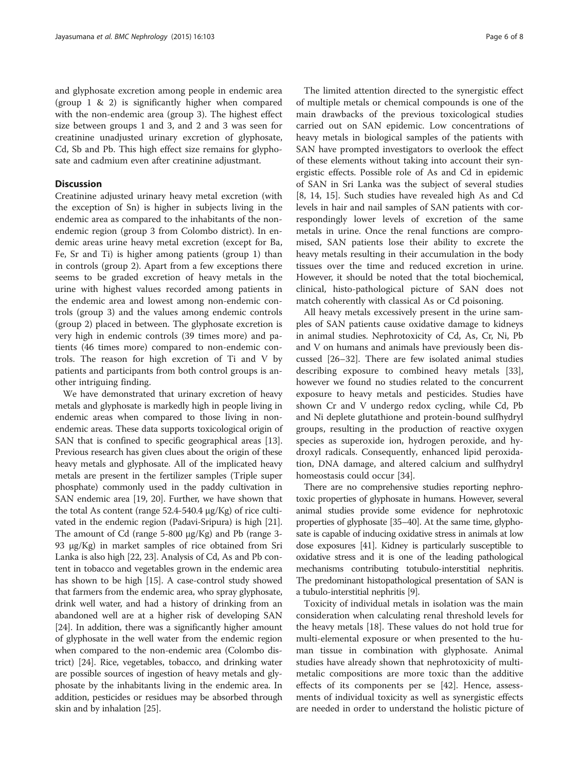and glyphosate excretion among people in endemic area (group 1 & 2) is significantly higher when compared with the non-endemic area (group 3). The highest effect size between groups 1 and 3, and 2 and 3 was seen for creatinine unadjusted urinary excretion of glyphosate, Cd, Sb and Pb. This high effect size remains for glyphosate and cadmium even after creatinine adjustmant.

## Discussion

Creatinine adjusted urinary heavy metal excretion (with the exception of Sn) is higher in subjects living in the endemic area as compared to the inhabitants of the non-endemic region (group 3 from Colombo district). In endemic areas urine heavy metal excretion (except for Ba, Fe, Sr and Ti) is higher among patients (group 1) than in controls (group 2). Apart from a few exceptions there seems to be graded excretion of heavy metals in the urine with highest values recorded among patients in the endemic area and lowest among non-endemic controls (group 3) and the values among endemic controls (group 2) placed in between. The glyphosate excretion is very high in endemic controls (39 times more) and patients (46 times more) compared to non-endemic controls. The reason for high excretion of Ti and V by patients and participants from both control groups is another intriguing finding.

We have demonstrated that urinary excretion of heavy metals and glyphosate is markedly high in people living in endemic areas when compared to those living in non-endemic areas. These data supports toxicological origin of SAN that is confined to specific geographical areas [13]. Previous research has given clues about the origin of these heavy metals and glyphosate. All of the implicated heavy metals are present in the fertilizer samples (Triple super phosphate) commonly used in the paddy cultivation in SAN endemic area [19, 20]. Further, we have shown that the total As content (range 52.4-540.4 μg/Kg) of rice cultivated in the endemic region (Padavi-Sripura) is high [21]. The amount of Cd (range 5-800 μg/Kg) and Pb (range 3-93 μg/Kg) in market samples of rice obtained from Sri Lanka is also high [22, 23]. Analysis of Cd, As and Pb content in tobacco and vegetables grown in the endemic area has shown to be high [15]. A case-control study showed that farmers from the endemic area, who spray glyphosate, drink well water, and had a history of drinking from an abandoned well are at a higher risk of developing SAN [24]. In addition, there was a significantly higher amount of glyphosate in the well water from the endemic region when compared to the non-endemic area (Colombo district) [24]. Rice, vegetables, tobacco, and drinking water are possible sources of ingestion of heavy metals and glyphosate by the inhabitants living in the endemic area. In addition, pesticides or residues may be absorbed through skin and by inhalation [25].

The limited attention directed to the synergistic effect of multiple metals or chemical compounds is one of the main drawbacks of the previous toxicological studies carried out on SAN epidemic. Low concentrations of heavy metals in biological samples of the patients with SAN have prompted investigators to overlook the effect of these elements without taking into account their synergistic effects. Possible role of As and Cd in epidemic of SAN in Sri Lanka was the subject of several studies [8, 14, 15]. Such studies have revealed high As and Cd levels in hair and nail samples of SAN patients with correspondingly lower levels of excretion of the same metals in urine. Once the renal functions are compromised, SAN patients lose their ability to excrete the heavy metals resulting in their accumulation in the body tissues over the time and reduced excretion in urine. However, it should be noted that the total biochemical, clinical, histo-pathological picture of SAN does not match coherently with classical As or Cd poisoning.

All heavy metals excessively present in the urine samples of SAN patients cause oxidative damage to kidneys in animal studies. Nephrotoxicity of Cd, As, Cr, Ni, Pb and V on humans and animals have previously been discussed [26–32]. There are few isolated animal studies describing exposure to combined heavy metals [33], however we found no studies related to the concurrent exposure to heavy metals and pesticides. Studies have shown Cr and V undergo redox cycling, while Cd, Pb and Ni deplete glutathione and protein-bound sulfhydryl groups, resulting in the production of reactive oxygen species as superoxide ion, hydrogen peroxide, and hydroxyl radicals. Consequently, enhanced lipid peroxidation, DNA damage, and altered calcium and sulfhydryl homeostasis could occur [34].

There are no comprehensive studies reporting nephrotoxic properties of glyphosate in humans. However, several animal studies provide some evidence for nephrotoxic properties of glyphosate [35–40]. At the same time, glyphosate is capable of inducing oxidative stress in animals at low dose exposures [41]. Kidney is particularly susceptible to oxidative stress and it is one of the leading pathological mechanisms contributing totubulo-interstitial nephritis. The predominant histopathological presentation of SAN is a tubulo-interstitial nephritis [9].

Toxicity of individual metals in isolation was the main consideration when calculating renal threshold levels for the heavy metals [18]. These values do not hold true for multi-elemental exposure or when presented to the human tissue in combination with glyphosate. Animal studies have already shown that nephrotoxicity of multi-metalic compositions are more toxic than the additive effects of its components per se [42]. Hence, assessments of individual toxicity as well as synergistic effects are needed in order to understand the holistic picture of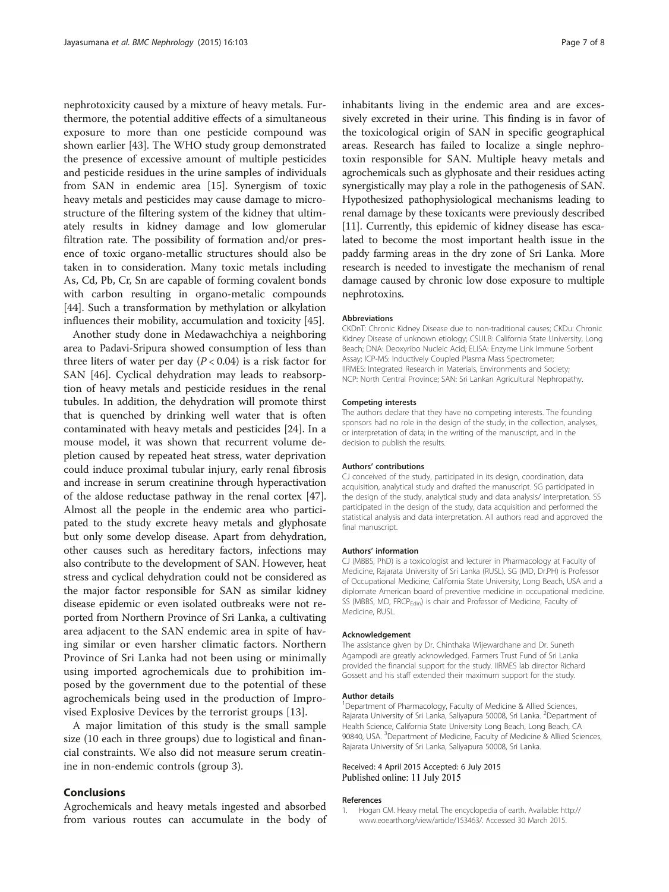nephrotoxicity caused by a mixture of heavy metals. Furthermore, the potential additive effects of a simultaneous exposure to more than one pesticide compound was shown earlier [43]. The WHO study group demonstrated the presence of excessive amount of multiple pesticides and pesticide residues in the urine samples of individuals from SAN in endemic area [15]. Synergism of toxic heavy metals and pesticides may cause damage to microstructure of the filtering system of the kidney that ultimately results in kidney damage and low glomerular filtration rate. The possibility of formation and/or presence of toxic organo-metallic structures should also be taken in to consideration. Many toxic metals including As, Cd, Pb, Cr, Sn are capable of forming covalent bonds with carbon resulting in organo-metalic compounds [44]. Such a transformation by methylation or alkylation influences their mobility, accumulation and toxicity [45].

Another study done in Medawachchiya a neighboring area to Padavi-Sripura showed consumption of less than three liters of water per day ($P < 0.04$) is a risk factor for SAN [46]. Cyclical dehydration may leads to reabsorption of heavy metals and pesticide residues in the renal tubules. In addition, the dehydration will promote thirst that is quenched by drinking well water that is often contaminated with heavy metals and pesticides [24]. In a mouse model, it was shown that recurrent volume depletion caused by repeated heat stress, water deprivation could induce proximal tubular injury, early renal fibrosis and increase in serum creatinine through hyperactivation of the aldose reductase pathway in the renal cortex [47]. Almost all the people in the endemic area who participated to the study excrete heavy metals and glyphosate but only some develop disease. Apart from dehydration, other causes such as hereditary factors, infections may also contribute to the development of SAN. However, heat stress and cyclical dehydration could not be considered as the major factor responsible for SAN as similar kidney disease epidemic or even isolated outbreaks were not reported from Northern Province of Sri Lanka, a cultivating area adjacent to the SAN endemic area in spite of having similar or even harsher climatic factors. Northern Province of Sri Lanka had not been using or minimally using imported agrochemicals due to prohibition imposed by the government due to the potential of these agrochemicals being used in the production of Improvised Explosive Devices by the terrorist groups [13].

A major limitation of this study is the small sample size (10 each in three groups) due to logistical and financial constraints. We also did not measure serum creatinine in non-endemic controls (group 3).

## Conclusions

Agrochemicals and heavy metals ingested and absorbed from various routes can accumulate in the body of inhabitants living in the endemic area and are excessively excreted in their urine. This finding is in favor of the toxicological origin of SAN in specific geographical areas. Research has failed to localize a single nephrotoxin responsible for SAN. Multiple heavy metals and agrochemicals such as glyphosate and their residues acting synergistically may play a role in the pathogenesis of SAN. Hypothesized pathophysiological mechanisms leading to renal damage by these toxicants were previously described [11]. Currently, this epidemic of kidney disease has escalated to become the most important health issue in the paddy farming areas in the dry zone of Sri Lanka. More research is needed to investigate the mechanism of renal damage caused by chronic low dose exposure to multiple nephrotoxins.

#### Abbreviations

CKDnT: Chronic Kidney Disease due to non-traditional causes; CKDu: Chronic Kidney Disease of unknown etiology; CSULB: California State University, Long Beach; DNA: Deoxyribo Nucleic Acid; ELISA: Enzyme Link Immune Sorbent Assay; ICP-MS: Inductively Coupled Plasma Mass Spectrometer; IIRMES: Integrated Research in Materials, Environments and Society; NCP: North Central Province; SAN: Sri Lankan Agricultural Nephropathy.

#### Competing interests

The authors declare that they have no competing interests. The founding sponsors had no role in the design of the study; in the collection, analyses, or interpretation of data; in the writing of the manuscript, and in the decision to publish the results.

#### Authors' contributions

CJ conceived of the study, participated in its design, coordination, data acquisition, analytical study and drafted the manuscript. SG participated in the design of the study, analytical study and data analysis/ interpretation. SS participated in the design of the study, data acquisition and performed the statistical analysis and data interpretation. All authors read and approved the final manuscript.

#### Authors' information

CJ (MBBS, PhD) is a toxicologist and lecturer in Pharmacology at Faculty of Medicine, Rajarata University of Sri Lanka (RUSL). SG (MD, Dr.PH) is Professor of Occupational Medicine, California State University, Long Beach, USA and a diplomate American board of preventive medicine in occupational medicine. SS (MBBS, MD, $FRCP_{Edin}$) is chair and Professor of Medicine, Faculty of Medicine, RUSL.

#### Acknowledgement

The assistance given by Dr. Chinthaka Wijewardhane and Dr. Suneth Agampodi are greatly acknowledged. Farmers Trust Fund of Sri Lanka provided the financial support for the study. IIRMES lab director Richard Gossett and his staff extended their maximum support for the study.

#### Author details

[1]Department of Pharmacology, Faculty of Medicine & Allied Sciences, Rajarata University of Sri Lanka, Saliyapura 50008, Sri Lanka. [2]Department of Health Science, California State University Long Beach, Long Beach, CA 90840, USA. [3]Department of Medicine, Faculty of Medicine & Allied Sciences, Rajarata University of Sri Lanka, Saliyapura 50008, Sri Lanka.

Received: 4 April 2015 Accepted: 6 July 2015
Published online: 11 July 2015

#### References

1. Hogan CM. Heavy metal. The encyclopedia of earth. Available: http://www.eoearth.org/view/article/153463/. Accessed 30 March 2015.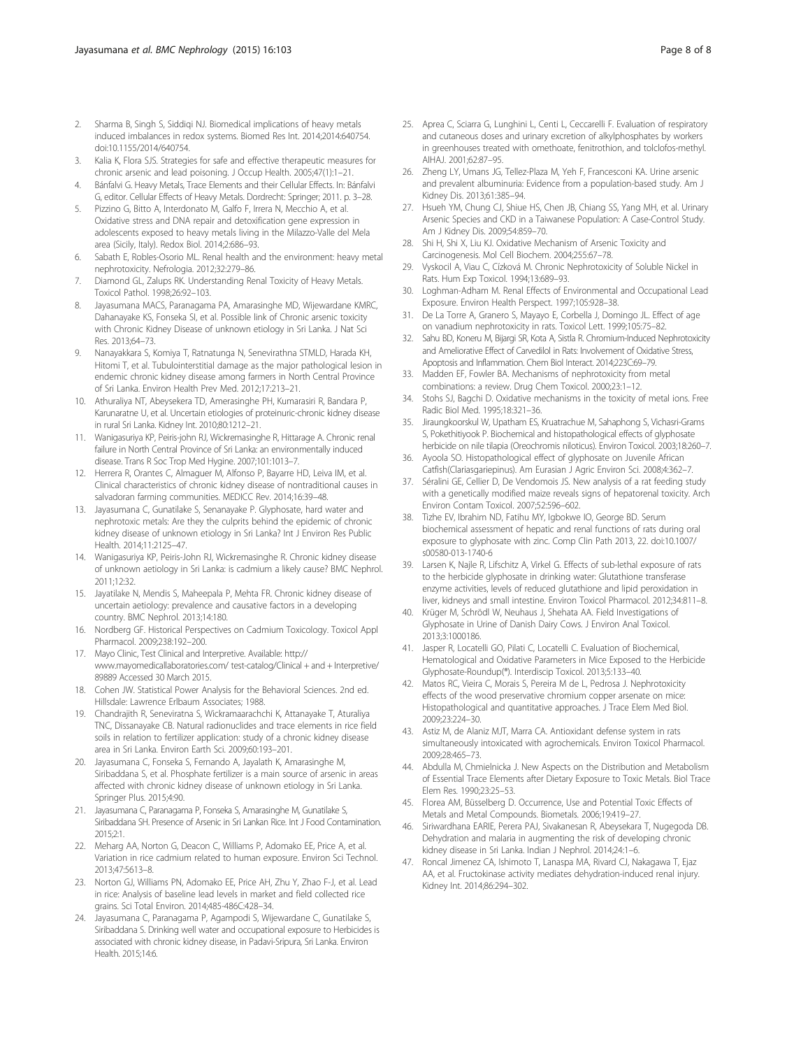2. Sharma B, Singh S, Siddiqi NJ. Biomedical implications of heavy metals induced imbalances in redox systems. Biomed Res Int. 2014;2014:640754. doi:10.1155/2014/640754.
3. Kalia K, Flora SJS. Strategies for safe and effective therapeutic measures for chronic arsenic and lead poisoning. J Occup Health. 2005;47(1):1–21.
4. Bánfalvi G. Heavy Metals, Trace Elements and their Cellular Effects. In: Bánfalvi G, editor. Cellular Effects of Heavy Metals. Dordrecht: Springer; 2011. p. 3–28.
5. Pizzino G, Bitto A, Interdonato M, Galfo F, Irrera N, Mecchio A, et al. Oxidative stress and DNA repair and detoxification gene expression in adolescents exposed to heavy metals living in the Milazzo-Valle del Mela area (Sicily, Italy). Redox Biol. 2014;2:686–93.
6. Sabath E, Robles-Osorio ML. Renal health and the environment: heavy metal nephrotoxicity. Nefrologia. 2012;32:279–86.
7. Diamond GL, Zalups RK. Understanding Renal Toxicity of Heavy Metals. Toxicol Pathol. 1998;26:92–103.
8. Jayasumana MACS, Paranagama PA, Amarasinghe MD, Wijewardane KMRC, Dahanayake KS, Fonseka SI, et al. Possible link of Chronic arsenic toxicity with Chronic Kidney Disease of unknown etiology in Sri Lanka. J Nat Sci Res. 2013;64–73.
9. Nanayakkara S, Komiya T, Ratnatunga N, Senevirathna STMLD, Harada KH, Hitomi T, et al. Tubulointerstitial damage as the major pathological lesion in endemic chronic kidney disease among farmers in North Central Province of Sri Lanka. Environ Health Prev Med. 2012;17:213–21.
10. Athuraliya NT, Abeysekera TD, Amerasinghe PH, Kumarasiri R, Bandara P, Karunaratne U, et al. Uncertain etiologies of proteinuric-chronic kidney disease in rural Sri Lanka. Kidney Int. 2010;80:1212–21.
11. Wanigasuriya KP, Peiris-john RJ, Wickremasinghe R, Hittarage A. Chronic renal failure in North Central Province of Sri Lanka: an environmentally induced disease. Trans R Soc Trop Med Hygine. 2007;101:1013–7.
12. Herrera R, Orantes C, Almaguer M, Alfonso P, Bayarre HD, Leiva IM, et al. Clinical characteristics of chronic kidney disease of nontraditional causes in salvadoran farming communities. MEDICC Rev. 2014;16:39–48.
13. Jayasumana C, Gunatilake S, Senanayake P. Glyphosate, hard water and nephrotoxic metals: Are they the culprits behind the epidemic of chronic kidney disease of unknown etiology in Sri Lanka? Int J Environ Res Public Health. 2014;11:2125–47.
14. Wanigasuriya KP, Peiris-John RJ, Wickremasinghe R. Chronic kidney disease of unknown aetiology in Sri Lanka: is cadmium a likely cause? BMC Nephrol. 2011;12:32.
15. Jayatilake N, Mendis S, Maheepala P, Mehta FR. Chronic kidney disease of uncertain aetiology: prevalence and causative factors in a developing country. BMC Nephrol. 2013;14:180.
16. Nordberg GF. Historical Perspectives on Cadmium Toxicology. Toxicol Appl Pharmacol. 2009;238:192–200.
17. Mayo Clinic, Test Clinical and Interpretive. Available: http://www.mayomedicallaboratories.com/ test-catalog/Clinical + and + Interpretive/89889 Accessed 30 March 2015.
18. Cohen JW. Statistical Power Analysis for the Behavioral Sciences. 2nd ed. Hillsdale: Lawrence Erlbaum Associates; 1988.
19. Chandrajith R, Seneviratna S, Wickramaarachchi K, Attanayake T, Aturaliya TNC, Dissanayake CB. Natural radionuclides and trace elements in rice field soils in relation to fertilizer application: study of a chronic kidney disease area in Sri Lanka. Environ Earth Sci. 2009;60:193–201.
20. Jayasumana C, Fonseka S, Fernando A, Jayalath K, Amarasinghe M, Siribaddana S, et al. Phosphate fertilizer is a main source of arsenic in areas affected with chronic kidney disease of unknown etiology in Sri Lanka. Springer Plus. 2015;4:90.
21. Jayasumana C, Paranagama P, Fonseka S, Amarasinghe M, Gunatilake S, Siribaddana SH. Presence of Arsenic in Sri Lankan Rice. Int J Food Contamination. 2015;2:1.
22. Meharg AA, Norton G, Deacon C, Williams P, Adomako EE, Price A, et al. Variation in rice cadmium related to human exposure. Environ Sci Technol. 2013;47:5613–8.
23. Norton GJ, Williams PN, Adomako EE, Price AH, Zhu Y, Zhao F-J, et al. Lead in rice: Analysis of baseline lead levels in market and field collected rice grains. Sci Total Environ. 2014;485-486C:428–34.
24. Jayasumana C, Paranagama P, Agampodi S, Wijewardane C, Gunatilake S, Siribaddana S. Drinking well water and occupational exposure to Herbicides is associated with chronic kidney disease, in Padavi-Sripura, Sri Lanka. Environ Health. 2015;14:6.
25. Aprea C, Sciarra G, Lunghini L, Centi L, Ceccarelli F. Evaluation of respiratory and cutaneous doses and urinary excretion of alkylphosphates by workers in greenhouses treated with omethoate, fenitrothion, and tolclofos-methyl. AIHAJ. 2001;62:87–95.
26. Zheng LY, Umans JG, Tellez-Plaza M, Yeh F, Francesconi KA. Urine arsenic and prevalent albuminuria: Evidence from a population-based study. Am J Kidney Dis. 2013;61:385–94.
27. Hsueh YM, Chung CJ, Shiue HS, Chen JB, Chiang SS, Yang MH, et al. Urinary Arsenic Species and CKD in a Taiwanese Population: A Case-Control Study. Am J Kidney Dis. 2009;54:859–70.
28. Shi H, Shi X, Liu KJ. Oxidative Mechanism of Arsenic Toxicity and Carcinogenesis. Mol Cell Biochem. 2004;255:67–78.
29. Vyskocil A, Viau C, Cízková M. Chronic Nephrotoxicity of Soluble Nickel in Rats. Hum Exp Toxicol. 1994;13:689–93.
30. Loghman-Adham M. Renal Effects of Environmental and Occupational Lead Exposure. Environ Health Perspect. 1997;105:928–38.
31. De La Torre A, Granero S, Mayayo E, Corbella J, Domingo JL. Effect of age on vanadium nephrotoxicity in rats. Toxicol Lett. 1999;105:75–82.
32. Sahu BD, Koneru M, Bijargi SR, Kota A, Sistla R. Chromium-Induced Nephrotoxicity and Ameliorative Effect of Carvedilol in Rats: Involvement of Oxidative Stress, Apoptosis and Inflammation. Chem Biol Interact. 2014;223C:69–79.
33. Madden EF, Fowler BA. Mechanisms of nephrotoxicity from metal combinations: a review. Drug Chem Toxicol. 2000;23:1–12.
34. Stohs SJ, Bagchi D. Oxidative mechanisms in the toxicity of metal ions. Free Radic Biol Med. 1995;18:321–36.
35. Jiraungkoorskul W, Upatham ES, Kruatrachue M, Sahaphong S, Vichasri-Grams S, Pokethitiyook P. Biochemical and histopathological effects of glyphosate herbicide on nile tilapia (Oreochromis niloticus). Environ Toxicol. 2003;18:260–7.
36. Ayoola SO. Histopathological effect of glyphosate on Juvenile African Catfish(Clariasgariepinus). Am Eurasian J Agric Environ Sci. 2008;4:362–7.
37. Séralini GE, Cellier D, De Vendomois JS. New analysis of a rat feeding study with a genetically modified maize reveals signs of hepatorenal toxicity. Arch Environ Contam Toxicol. 2007;52:596–602.
38. Tizhe EV, Ibrahim ND, Fatihu MY, Igbokwe IO, George BD. Serum biochemical assessment of hepatic and renal functions of rats during oral exposure to glyphosate with zinc. Comp Clin Path 2013, 22. doi:10.1007/s00580-013-1740-6
39. Larsen K, Najle R, Lifschitz A, Virkel G. Effects of sub-lethal exposure of rats to the herbicide glyphosate in drinking water: Glutathione transferase enzyme activities, levels of reduced glutathione and lipid peroxidation in liver, kidneys and small intestine. Environ Toxicol Pharmacol. 2012;34:811–8.
40. Krüger M, Schrödl W, Neuhaus J, Shehata AA. Field Investigations of Glyphosate in Urine of Danish Dairy Cows. J Environ Anal Toxicol. 2013;3:1000186.
41. Jasper R, Locatelli GO, Pilati C, Locatelli C. Evaluation of Biochemical, Hematological and Oxidative Parameters in Mice Exposed to the Herbicide Glyphosate-Roundup(®). Interdiscip Toxicol. 2013;5:133–40.
42. Matos RC, Vieira C, Morais S, Pereira M de L, Pedrosa J. Nephrotoxicity effects of the wood preservative chromium copper arsenate on mice: Histopathological and quantitative approaches. J Trace Elem Med Biol. 2009;23:224–30.
43. Astiz M, de Alaniz MJT, Marra CA. Antioxidant defense system in rats simultaneously intoxicated with agrochemicals. Environ Toxicol Pharmacol. 2009;28:465–73.
44. Abdulla M, Chmielnicka J. New Aspects on the Distribution and Metabolism of Essential Trace Elements after Dietary Exposure to Toxic Metals. Biol Trace Elem Res. 1990;23:25–53.
45. Florea AM, Büsselberg D. Occurrence, Use and Potential Toxic Effects of Metals and Metal Compounds. Biometals. 2006;19:419–27.
46. Siriwardhana EARIE, Perera PAJ, Sivakanesan R, Abeysekara T, Nugegoda DB. Dehydration and malaria in augmenting the risk of developing chronic kidney disease in Sri Lanka. Indian J Nephrol. 2014;24:1–6.
47. Roncal Jimenez CA, Ishimoto T, Lanaspa MA, Rivard CJ, Nakagawa T, Ejaz AA, et al. Fructokinase activity mediates dehydration-induced renal injury. Kidney Int. 2014;86:294–302.